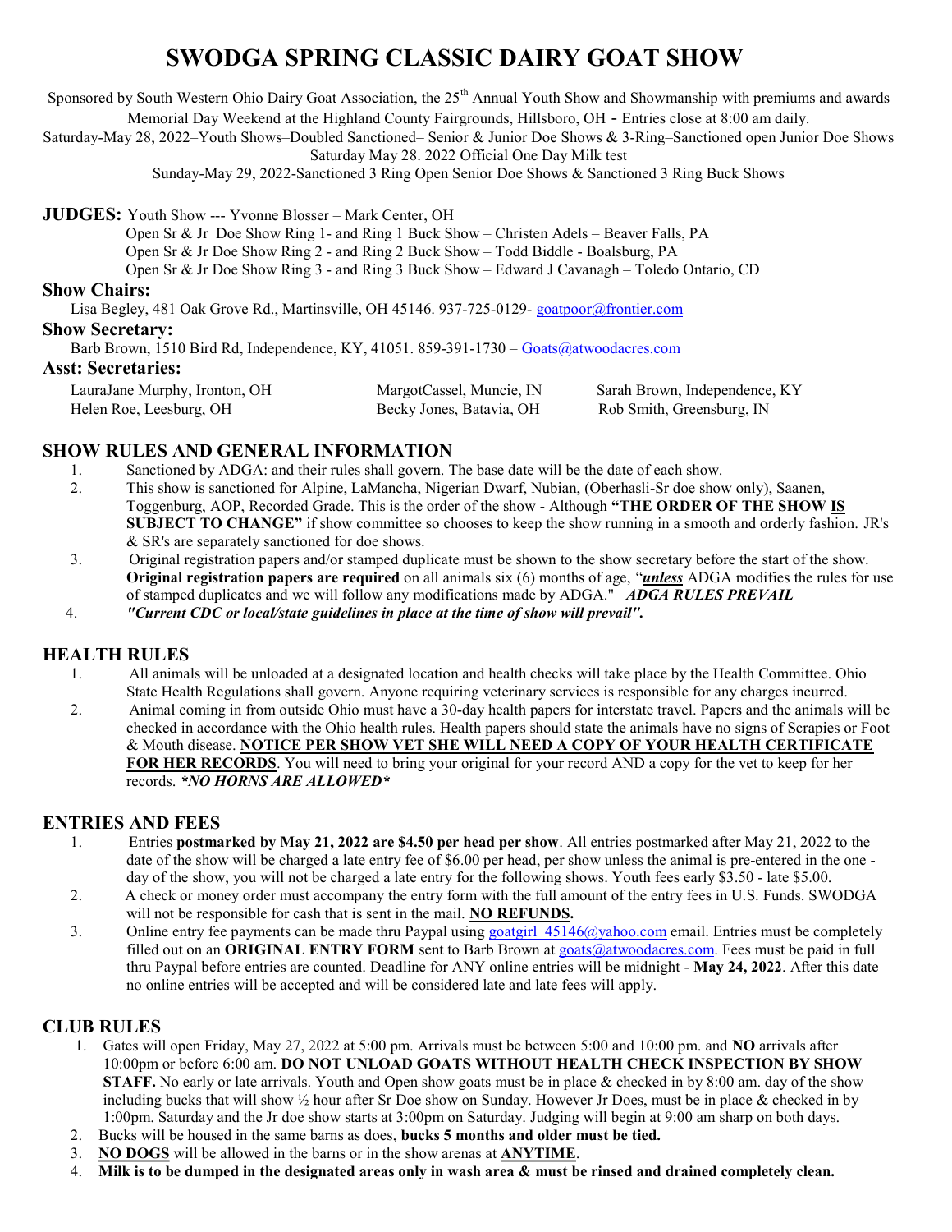# SWODGA SPRING CLASSIC DAIRY GOAT SHOW

Sponsored by South Western Ohio Dairy Goat Association, the 25th Annual Youth Show and Showmanship with premiums and awards Memorial Day Weekend at the Highland County Fairgrounds, Hillsboro, OH - Entries close at 8:00 am daily.

Saturday-May 28, 2022–Youth Shows–Doubled Sanctioned– Senior & Junior Doe Shows & 3-Ring–Sanctioned open Junior Doe Shows

Saturday May 28. 2022 Official One Day Milk test

Sunday-May 29, 2022-Sanctioned 3 Ring Open Senior Doe Shows & Sanctioned 3 Ring Buck Shows

**JUDGES:** Youth Show --- Yvonne Blosser – Mark Center, OH

Open Sr & Jr Doe Show Ring 1- and Ring 1 Buck Show – Christen Adels – Beaver Falls, PA

Open Sr & Jr Doe Show Ring 2 - and Ring 2 Buck Show – Todd Biddle - Boalsburg, PA

Open Sr & Jr Doe Show Ring 3 - and Ring 3 Buck Show – Edward J Cavanagh – Toledo Ontario, CD

### Show Chairs:

Lisa Begley, 481 Oak Grove Rd., Martinsville, OH 45146. 937-725-0129- goatpoor@frontier.com

### Show Secretary:

Barb Brown, 1510 Bird Rd, Independence, KY, 41051. 859-391-1730 – Goats@atwoodacres.com

### Asst: Secretaries:

LauraJane Murphy, Ironton, OH
MargotCassel, Muncie, IN
Sarah Brown, Independence, KY
Helen Roe, Leesburg, OH
Becky Jones, Batavia, OH
Rob Smith, Greensburg, IN

## SHOW RULES AND GENERAL INFORMATION

1. Sanctioned by ADGA: and their rules shall govern. The base date will be the date of each show.
2. This show is sanctioned for Alpine, LaMancha, Nigerian Dwarf, Nubian, (Oberhasli-Sr doe show only), Saanen, Toggenburg, AOP, Recorded Grade. This is the order of the show - Although **"THE ORDER OF THE SHOW IS SUBJECT TO CHANGE"** if show committee so chooses to keep the show running in a smooth and orderly fashion. JR's & SR's are separately sanctioned for doe shows.
3. Original registration papers and/or stamped duplicate must be shown to the show secretary before the start of the show. **Original registration papers are required** on all animals six (6) months of age, "***unless*** ADGA modifies the rules for use of stamped duplicates and we will follow any modifications made by ADGA." ***ADGA RULES PREVAIL***
4. ***"Current CDC or local/state guidelines in place at the time of show will prevail".***

## HEALTH RULES

1. All animals will be unloaded at a designated location and health checks will take place by the Health Committee. Ohio State Health Regulations shall govern. Anyone requiring veterinary services is responsible for any charges incurred.
2. Animal coming in from outside Ohio must have a 30-day health papers for interstate travel. Papers and the animals will be checked in accordance with the Ohio health rules. Health papers should state the animals have no signs of Scrapies or Foot & Mouth disease. **NOTICE PER SHOW VET SHE WILL NEED A COPY OF YOUR HEALTH CERTIFICATE FOR HER RECORDS**. You will need to bring your original for your record AND a copy for the vet to keep for her records. ***\*NO HORNS ARE ALLOWED\****

## ENTRIES AND FEES

1. Entries **postmarked by May 21, 2022 are $4.50 per head per show**. All entries postmarked after May 21, 2022 to the date of the show will be charged a late entry fee of $6.00 per head, per show unless the animal is pre-entered in the one - day of the show, you will not be charged a late entry for the following shows. Youth fees early $3.50 - late $5.00.
2. A check or money order must accompany the entry form with the full amount of the entry fees in U.S. Funds. SWODGA will not be responsible for cash that is sent in the mail. **NO REFUNDS.**
3. Online entry fee payments can be made thru Paypal using goatgirl_45146@yahoo.com email. Entries must be completely filled out on an **ORIGINAL ENTRY FORM** sent to Barb Brown at goats@atwoodacres.com. Fees must be paid in full thru Paypal before entries are counted. Deadline for ANY online entries will be midnight - **May 24, 2022**. After this date no online entries will be accepted and will be considered late and late fees will apply.

## CLUB RULES

1. Gates will open Friday, May 27, 2022 at 5:00 pm. Arrivals must be between 5:00 and 10:00 pm. and **NO** arrivals after 10:00pm or before 6:00 am. **DO NOT UNLOAD GOATS WITHOUT HEALTH CHECK INSPECTION BY SHOW STAFF.** No early or late arrivals. Youth and Open show goats must be in place & checked in by 8:00 am. day of the show including bucks that will show ½ hour after Sr Doe show on Sunday. However Jr Does, must be in place & checked in by 1:00pm. Saturday and the Jr doe show starts at 3:00pm on Saturday. Judging will begin at 9:00 am sharp on both days.
2. Bucks will be housed in the same barns as does, **bucks 5 months and older must be tied.**
3. **NO DOGS** will be allowed in the barns or in the show arenas at **ANYTIME**.
4. **Milk is to be dumped in the designated areas only in wash area & must be rinsed and drained completely clean.**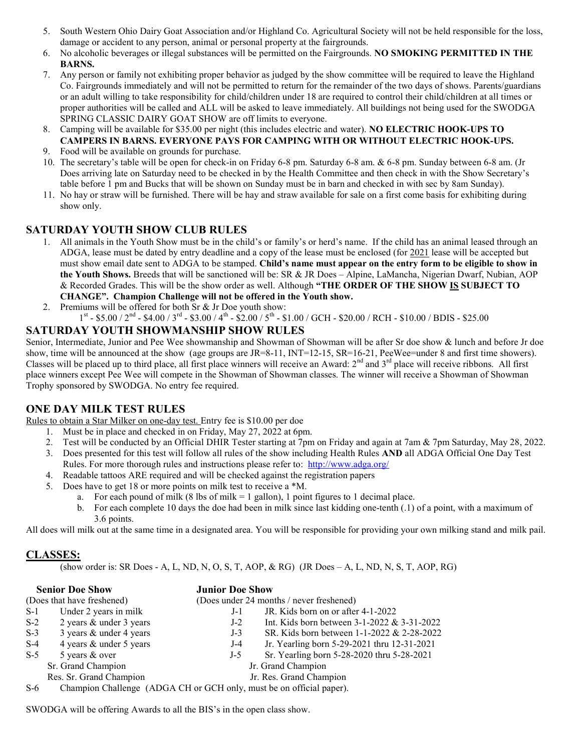5. South Western Ohio Dairy Goat Association and/or Highland Co. Agricultural Society will not be held responsible for the loss, damage or accident to any person, animal or personal property at the fairgrounds.
6. No alcoholic beverages or illegal substances will be permitted on the Fairgrounds. **NO SMOKING PERMITTED IN THE BARNS.**
7. Any person or family not exhibiting proper behavior as judged by the show committee will be required to leave the Highland Co. Fairgrounds immediately and will not be permitted to return for the remainder of the two days of shows. Parents/guardians or an adult willing to take responsibility for child/children under 18 are required to control their child/children at all times or proper authorities will be called and ALL will be asked to leave immediately. All buildings not being used for the SWODGA SPRING CLASSIC DAIRY GOAT SHOW are off limits to everyone.
8. Camping will be available for $35.00 per night (this includes electric and water). **NO ELECTRIC HOOK-UPS TO CAMPERS IN BARNS. EVERYONE PAYS FOR CAMPING WITH OR WITHOUT ELECTRIC HOOK-UPS.**
9. Food will be available on grounds for purchase.
10. The secretary's table will be open for check-in on Friday 6-8 pm. Saturday 6-8 am. & 6-8 pm. Sunday between 6-8 am. (Jr Does arriving late on Saturday need to be checked in by the Health Committee and then check in with the Show Secretary's table before 1 pm and Bucks that will be shown on Sunday must be in barn and checked in with sec by 8am Sunday).
11. No hay or straw will be furnished. There will be hay and straw available for sale on a first come basis for exhibiting during show only.

## SATURDAY YOUTH SHOW CLUB RULES

1. All animals in the Youth Show must be in the child's or family's or herd's name. If the child has an animal leased through an ADGA, lease must be dated by entry deadline and a copy of the lease must be enclosed (for 2021 lease will be accepted but must show email date sent to ADGA to be stamped. **Child's name must appear on the entry form to be eligible to show in the Youth Shows.** Breeds that will be sanctioned will be: SR & JR Does – Alpine, LaMancha, Nigerian Dwarf, Nubian, AOP & Recorded Grades. This will be the show order as well. Although **"THE ORDER OF THE SHOW IS SUBJECT TO CHANGE". Champion Challenge will not be offered in the Youth show.**
2. Premiums will be offered for both Sr & Jr Doe youth show:
   1st - $5.00 / 2nd - $4.00 / 3rd - $3.00 / 4th - $2.00 / 5th - $1.00 / GCH - $20.00 / RCH - $10.00 / BDIS - $25.00

## SATURDAY YOUTH SHOWMANSHIP SHOW RULES

Senior, Intermediate, Junior and Pee Wee showmanship and Showman of Showman will be after Sr doe show & lunch and before Jr doe show, time will be announced at the show (age groups are JR=8-11, INT=12-15, SR=16-21, PeeWee=under 8 and first time showers). Classes will be placed up to third place, all first place winners will receive an Award: 2nd and 3rd place will receive ribbons. All first place winners except Pee Wee will compete in the Showman of Showman classes. The winner will receive a Showman of Showman Trophy sponsored by SWODGA. No entry fee required.

## ONE DAY MILK TEST RULES

Rules to obtain a Star Milker on one-day test. Entry fee is $10.00 per doe

1. Must be in place and checked in on Friday, May 27, 2022 at 6pm.
2. Test will be conducted by an Official DHIR Tester starting at 7pm on Friday and again at 7am & 7pm Saturday, May 28, 2022.
3. Does presented for this test will follow all rules of the show including Health Rules **AND** all ADGA Official One Day Test Rules. For more thorough rules and instructions please refer to: http://www.adga.org/
4. Readable tattoos ARE required and will be checked against the registration papers
5. Does have to get 18 or more points on milk test to receive a *M.
   a. For each pound of milk (8 lbs of milk = 1 gallon), 1 point figures to 1 decimal place.
   b. For each complete 10 days the doe had been in milk since last kidding one-tenth (.1) of a point, with a maximum of 3.6 points.

All does will milk out at the same time in a designated area. You will be responsible for providing your own milking stand and milk pail.

## CLASSES:

(show order is: SR Does - A, L, ND, N, O, S, T, AOP, & RG) (JR Does – A, L, ND, N, S, T, AOP, RG)

**Senior Doe Show**
(Does that have freshened)

- S-1 Under 2 years in milk
- S-2 2 years & under 3 years
- S-3 3 years & under 4 years
- S-4 4 years & under 5 years
- S-5 5 years & over
- Sr. Grand Champion
- Res. Sr. Grand Champion
- S-6 Champion Challenge (ADGA CH or GCH only, must be on official paper).

**Junior Doe Show**
(Does under 24 months / never freshened)

- J-1 JR. Kids born on or after 4-1-2022
- J-2 Int. Kids born between 3-1-2022 & 3-31-2022
- J-3 SR. Kids born between 1-1-2022 & 2-28-2022
- J-4 Jr. Yearling born 5-29-2021 thru 12-31-2021
- J-5 Sr. Yearling born 5-28-2020 thru 5-28-2021
- Jr. Grand Champion
- Jr. Res. Grand Champion

SWODGA will be offering Awards to all the BIS's in the open class show.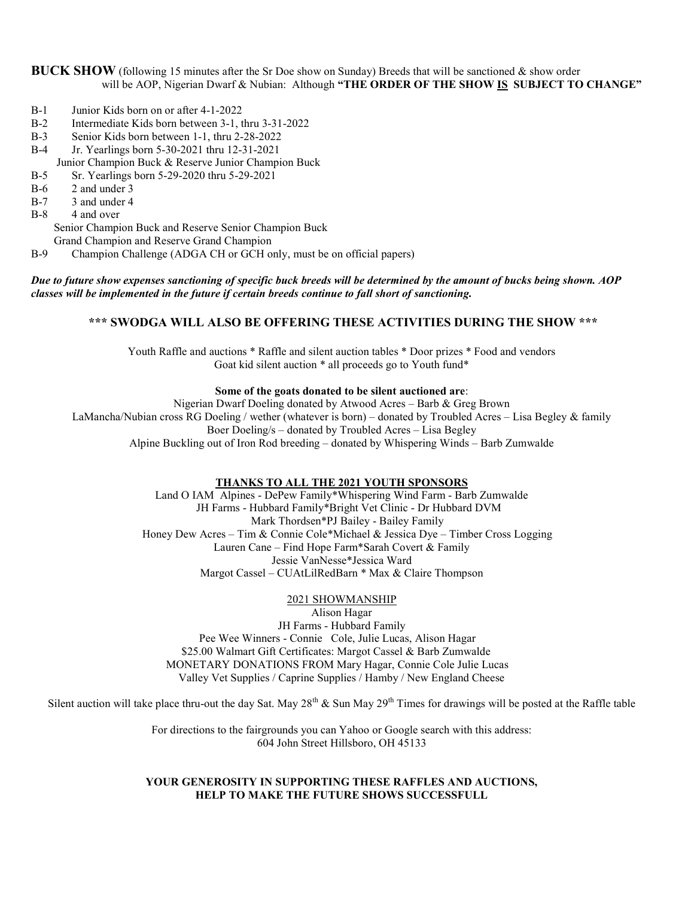**BUCK SHOW** (following 15 minutes after the Sr Doe show on Sunday) Breeds that will be sanctioned & show order will be AOP, Nigerian Dwarf & Nubian: Although **"THE ORDER OF THE SHOW IS SUBJECT TO CHANGE"**

- B-1 Junior Kids born on or after 4-1-2022
- B-2 Intermediate Kids born between 3-1, thru 3-31-2022
- B-3 Senior Kids born between 1-1, thru 2-28-2022
- B-4 Jr. Yearlings born 5-30-2021 thru 12-31-2021

  Junior Champion Buck & Reserve Junior Champion Buck
- B-5 Sr. Yearlings born 5-29-2020 thru 5-29-2021
- B-6 2 and under 3
- B-7 3 and under 4
- B-8 4 and over

  Senior Champion Buck and Reserve Senior Champion Buck

  Grand Champion and Reserve Grand Champion
- B-9 Champion Challenge (ADGA CH or GCH only, must be on official papers)

***Due to future show expenses sanctioning of specific buck breeds will be determined by the amount of bucks being shown. AOP classes will be implemented in the future if certain breeds continue to fall short of sanctioning.***

**\*\*\* SWODGA WILL ALSO BE OFFERING THESE ACTIVITIES DURING THE SHOW \*\*\***

Youth Raffle and auctions * Raffle and silent auction tables * Door prizes * Food and vendors
Goat kid silent auction * all proceeds go to Youth fund*

**Some of the goats donated to be silent auctioned are**:

Nigerian Dwarf Doeling donated by Atwood Acres – Barb & Greg Brown
LaMancha/Nubian cross RG Doeling / wether (whatever is born) – donated by Troubled Acres – Lisa Begley & family
Boer Doeling/s – donated by Troubled Acres – Lisa Begley
Alpine Buckling out of Iron Rod breeding – donated by Whispering Winds – Barb Zumwalde

**THANKS TO ALL THE 2021 YOUTH SPONSORS**

Land O IAM Alpines - DePew Family*Whispering Wind Farm - Barb Zumwalde
JH Farms - Hubbard Family*Bright Vet Clinic - Dr Hubbard DVM
Mark Thordsen*PJ Bailey - Bailey Family
Honey Dew Acres – Tim & Connie Cole*Michael & Jessica Dye – Timber Cross Logging
Lauren Cane – Find Hope Farm*Sarah Covert & Family
Jessie VanNesse*Jessica Ward
Margot Cassel – CUAtLilRedBarn * Max & Claire Thompson

2021 SHOWMANSHIP

Alison Hagar
JH Farms - Hubbard Family
Pee Wee Winners - Connie Cole, Julie Lucas, Alison Hagar
$25.00 Walmart Gift Certificates: Margot Cassel & Barb Zumwalde
MONETARY DONATIONS FROM Mary Hagar, Connie Cole Julie Lucas
Valley Vet Supplies / Caprine Supplies / Hamby / New England Cheese

Silent auction will take place thru-out the day Sat. May 28th & Sun May 29th Times for drawings will be posted at the Raffle table

For directions to the fairgrounds you can Yahoo or Google search with this address:
604 John Street Hillsboro, OH 45133

**YOUR GENEROSITY IN SUPPORTING THESE RAFFLES AND AUCTIONS, HELP TO MAKE THE FUTURE SHOWS SUCCESSFULL**